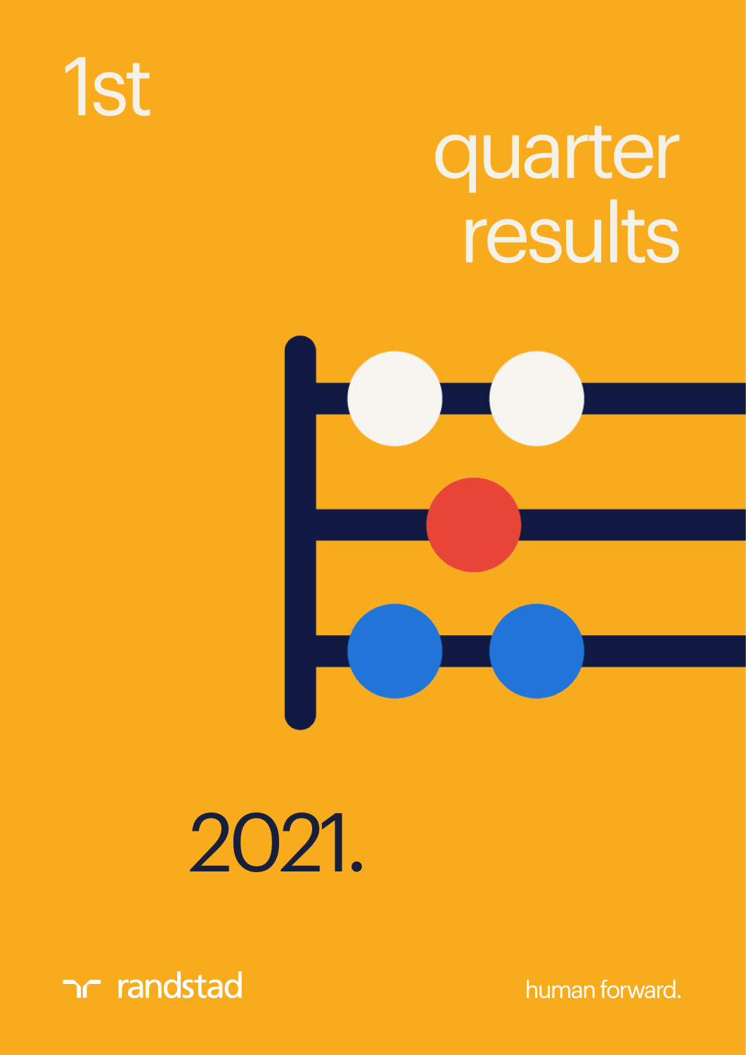# 1st quarter results

# 2021.

randstad

human forward.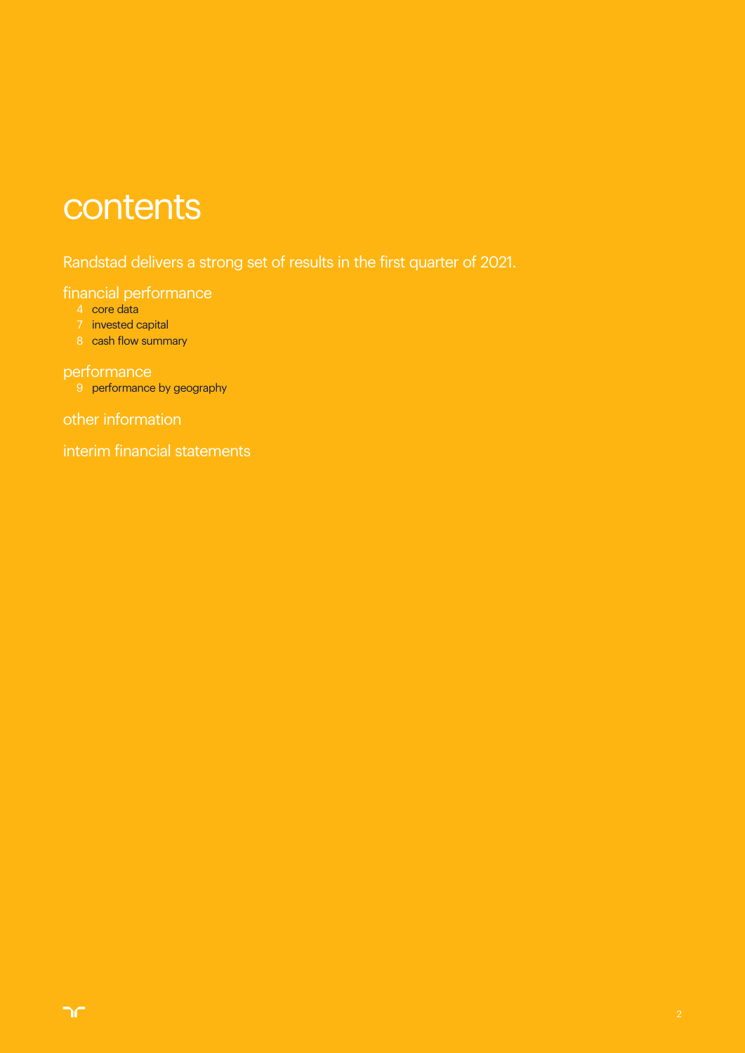# contents

Randstad delivers a strong set of results in the first quarter of 2021.

## financial performance

- 4 core data
- 7 invested capital
- 8 cash flow summary

## performance

- 9 performance by geography

## other information

## interim financial statements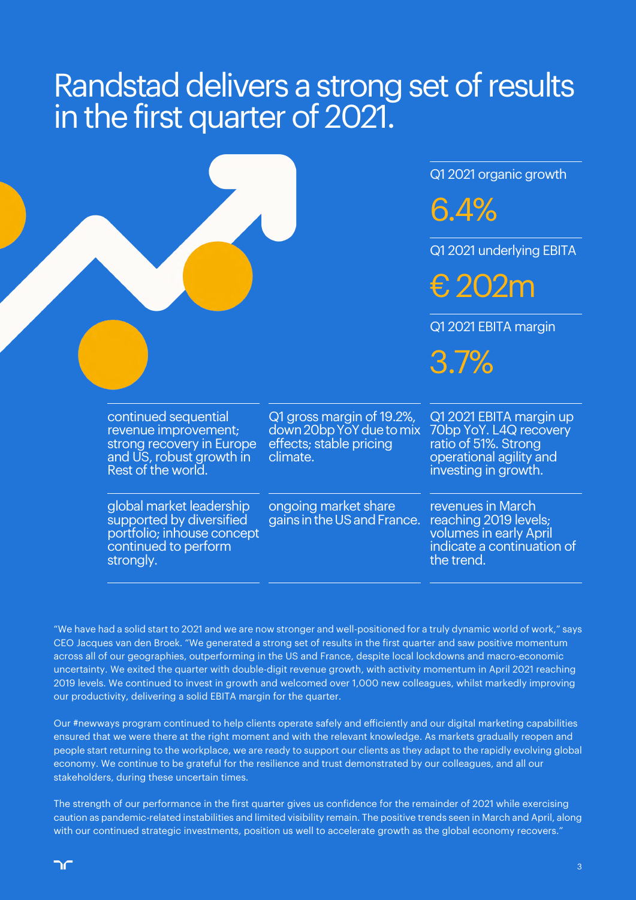# Randstad delivers a strong set of results in the first quarter of 2021.

Q1 2021 organic growth

**6.4%**

Q1 2021 underlying EBITA

**€ 202m**

Q1 2021 EBITA margin

**3.7%**

- continued sequential revenue improvement; strong recovery in Europe and US, robust growth in Rest of the world.
- Q1 gross margin of 19.2%, down 20bp YoY due to mix effects; stable pricing climate.
- Q1 2021 EBITA margin up 70bp YoY. L4Q recovery ratio of 51%. Strong operational agility and investing in growth.
- global market leadership supported by diversified portfolio; inhouse concept continued to perform strongly.
- ongoing market share gains in the US and France.
- revenues in March reaching 2019 levels; volumes in early April indicate a continuation of the trend.

"We have had a solid start to 2021 and we are now stronger and well-positioned for a truly dynamic world of work," says CEO Jacques van den Broek. "We generated a strong set of results in the first quarter and saw positive momentum across all of our geographies, outperforming in the US and France, despite local lockdowns and macro-economic uncertainty. We exited the quarter with double-digit revenue growth, with activity momentum in April 2021 reaching 2019 levels. We continued to invest in growth and welcomed over 1,000 new colleagues, whilst markedly improving our productivity, delivering a solid EBITA margin for the quarter.

Our #newways program continued to help clients operate safely and efficiently and our digital marketing capabilities ensured that we were there at the right moment and with the relevant knowledge. As markets gradually reopen and people start returning to the workplace, we are ready to support our clients as they adapt to the rapidly evolving global economy. We continue to be grateful for the resilience and trust demonstrated by our colleagues, and all our stakeholders, during these uncertain times.

The strength of our performance in the first quarter gives us confidence for the remainder of 2021 while exercising caution as pandemic-related instabilities and limited visibility remain. The positive trends seen in March and April, along with our continued strategic investments, position us well to accelerate growth as the global economy recovers."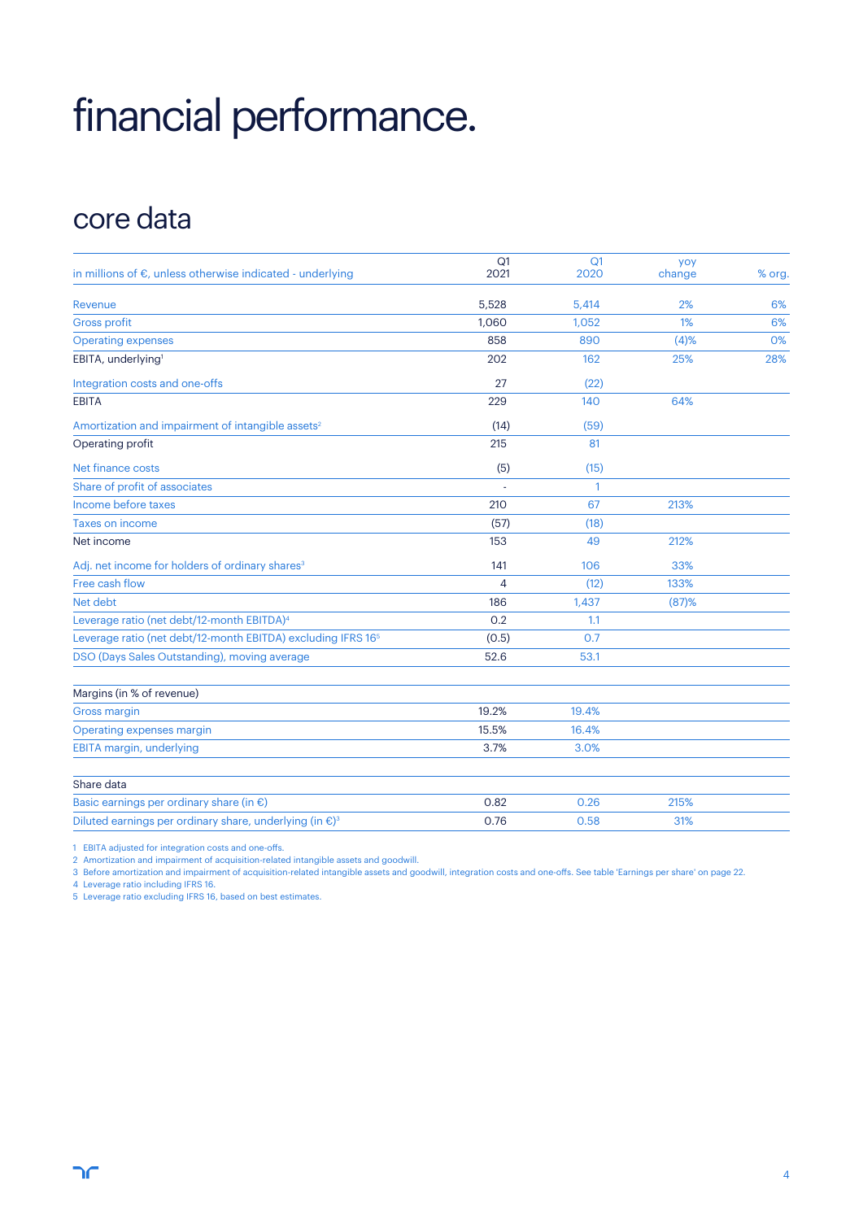# financial performance.

## core data

| in millions of €, unless otherwise indicated - underlying | Q1 2021 | Q1 2020 | yoy change | % org. |
|---|---|---|---|---|
| Revenue | 5,528 | 5,414 | 2% | 6% |
| Gross profit | 1,060 | 1,052 | 1% | 6% |
| Operating expenses | 858 | 890 | (4)% | 0% |
| EBITA, underlying[1] | 202 | 162 | 25% | 28% |
| Integration costs and one-offs | 27 | (22) | | |
| EBITA | 229 | 140 | 64% | |
| Amortization and impairment of intangible assets[2] | (14) | (59) | | |
| Operating profit | 215 | 81 | | |
| Net finance costs | (5) | (15) | | |
| Share of profit of associates | - | 1 | | |
| Income before taxes | 210 | 67 | 213% | |
| Taxes on income | (57) | (18) | | |
| Net income | 153 | 49 | 212% | |
| Adj. net income for holders of ordinary shares[3] | 141 | 106 | 33% | |
| Free cash flow | 4 | (12) | 133% | |
| Net debt | 186 | 1,437 | (87)% | |
| Leverage ratio (net debt/12-month EBITDA)[4] | 0.2 | 1.1 | | |
| Leverage ratio (net debt/12-month EBITDA) excluding IFRS 16[5] | (0.5) | 0.7 | | |
| DSO (Days Sales Outstanding), moving average | 52.6 | 53.1 | | |
| | | | | |
| Margins (in % of revenue) | | | | |
| Gross margin | 19.2% | 19.4% | | |
| Operating expenses margin | 15.5% | 16.4% | | |
| EBITA margin, underlying | 3.7% | 3.0% | | |
| | | | | |
| Share data | | | | |
| Basic earnings per ordinary share (in €) | 0.82 | 0.26 | 215% | |
| Diluted earnings per ordinary share, underlying (in €)[3] | 0.76 | 0.58 | 31% | |

1 EBITA adjusted for integration costs and one-offs.
2 Amortization and impairment of acquisition-related intangible assets and goodwill.
3 Before amortization and impairment of acquisition-related intangible assets and goodwill, integration costs and one-offs. See table 'Earnings per share' on page 22.
4 Leverage ratio including IFRS 16.
5 Leverage ratio excluding IFRS 16, based on best estimates.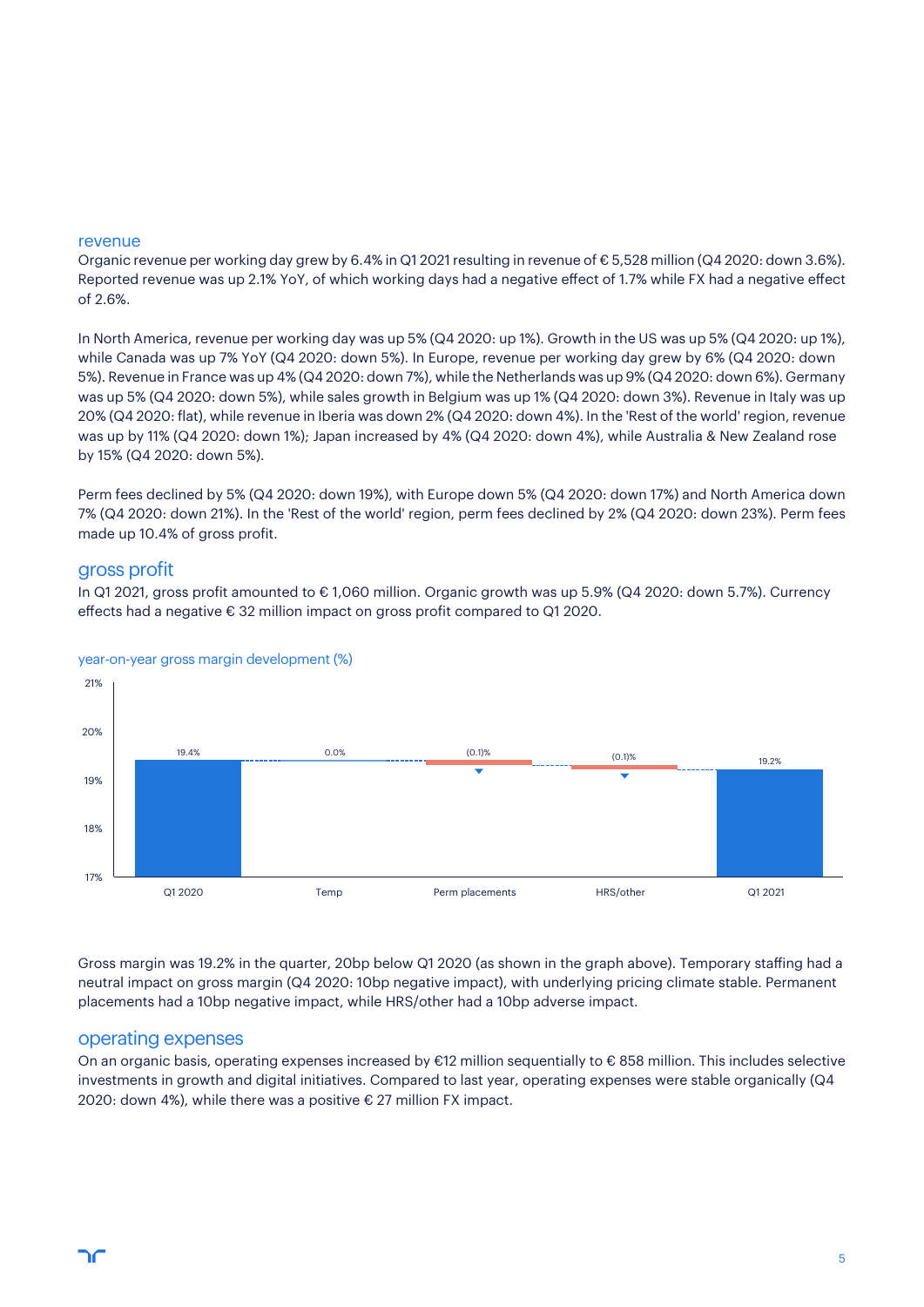## revenue

Organic revenue per working day grew by 6.4% in Q1 2021 resulting in revenue of € 5,528 million (Q4 2020: down 3.6%). Reported revenue was up 2.1% YoY, of which working days had a negative effect of 1.7% while FX had a negative effect of 2.6%.

In North America, revenue per working day was up 5% (Q4 2020: up 1%). Growth in the US was up 5% (Q4 2020: up 1%), while Canada was up 7% YoY (Q4 2020: down 5%). In Europe, revenue per working day grew by 6% (Q4 2020: down 5%). Revenue in France was up 4% (Q4 2020: down 7%), while the Netherlands was up 9% (Q4 2020: down 6%). Germany was up 5% (Q4 2020: down 5%), while sales growth in Belgium was up 1% (Q4 2020: down 3%). Revenue in Italy was up 20% (Q4 2020: flat), while revenue in Iberia was down 2% (Q4 2020: down 4%). In the 'Rest of the world' region, revenue was up by 11% (Q4 2020: down 1%); Japan increased by 4% (Q4 2020: down 4%), while Australia & New Zealand rose by 15% (Q4 2020: down 5%).

Perm fees declined by 5% (Q4 2020: down 19%), with Europe down 5% (Q4 2020: down 17%) and North America down 7% (Q4 2020: down 21%). In the 'Rest of the world' region, perm fees declined by 2% (Q4 2020: down 23%). Perm fees made up 10.4% of gross profit.

## gross profit

In Q1 2021, gross profit amounted to € 1,060 million. Organic growth was up 5.9% (Q4 2020: down 5.7%). Currency effects had a negative € 32 million impact on gross profit compared to Q1 2020.

year-on-year gross margin development (%)

| | Q1 2020 | Temp | Perm placements | HRS/other | Q1 2021 |
|---|---|---|---|---|---|
| Gross margin | 19.4% | 0.0% | (0.1)% | (0.1)% | 19.2% |

Gross margin was 19.2% in the quarter, 20bp below Q1 2020 (as shown in the graph above). Temporary staffing had a neutral impact on gross margin (Q4 2020: 10bp negative impact), with underlying pricing climate stable. Permanent placements had a 10bp negative impact, while HRS/other had a 10bp adverse impact.

## operating expenses

On an organic basis, operating expenses increased by €12 million sequentially to € 858 million. This includes selective investments in growth and digital initiatives. Compared to last year, operating expenses were stable organically (Q4 2020: down 4%), while there was a positive € 27 million FX impact.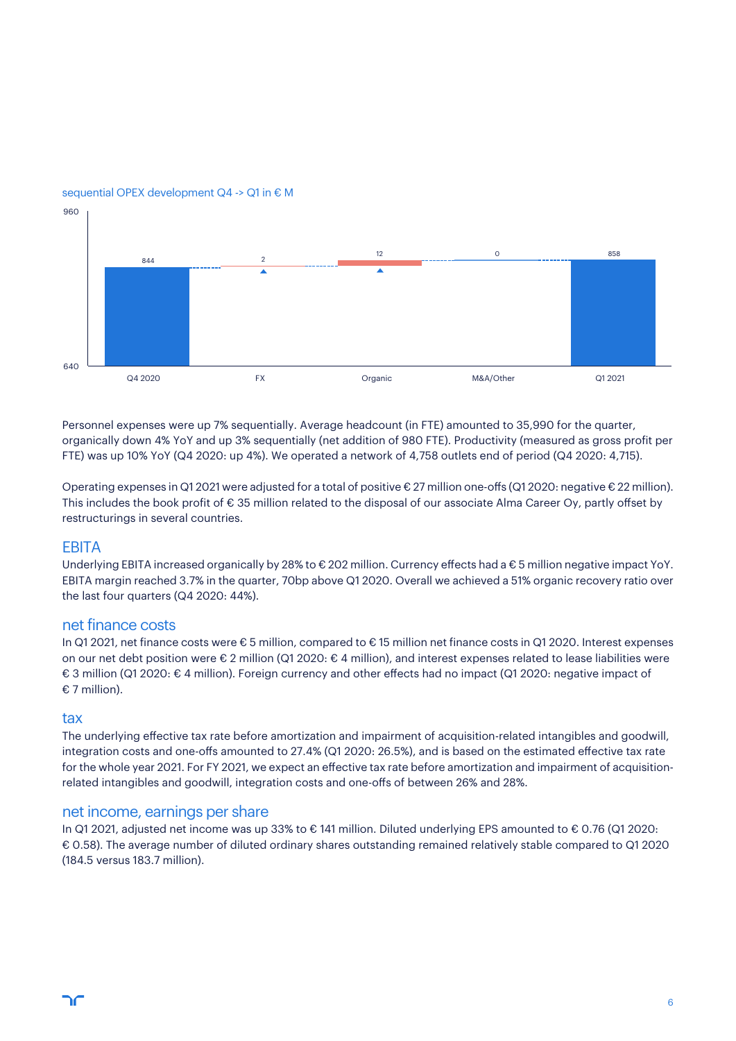sequential OPEX development Q4 -> Q1 in € M

| | Q4 2020 | FX | Organic | M&A/Other | Q1 2021 |
|---|---|---|---|---|---|
| € M | 844 | 2 | 12 | 0 | 858 |

Personnel expenses were up 7% sequentially. Average headcount (in FTE) amounted to 35,990 for the quarter, organically down 4% YoY and up 3% sequentially (net addition of 980 FTE). Productivity (measured as gross profit per FTE) was up 10% YoY (Q4 2020: up 4%). We operated a network of 4,758 outlets end of period (Q4 2020: 4,715).

Operating expenses in Q1 2021 were adjusted for a total of positive € 27 million one-offs (Q1 2020: negative € 22 million). This includes the book profit of € 35 million related to the disposal of our associate Alma Career Oy, partly offset by restructurings in several countries.

## EBITA

Underlying EBITA increased organically by 28% to € 202 million. Currency effects had a € 5 million negative impact YoY. EBITA margin reached 3.7% in the quarter, 70bp above Q1 2020. Overall we achieved a 51% organic recovery ratio over the last four quarters (Q4 2020: 44%).

## net finance costs

In Q1 2021, net finance costs were € 5 million, compared to € 15 million net finance costs in Q1 2020. Interest expenses on our net debt position were € 2 million (Q1 2020: € 4 million), and interest expenses related to lease liabilities were € 3 million (Q1 2020: € 4 million). Foreign currency and other effects had no impact (Q1 2020: negative impact of € 7 million).

## tax

The underlying effective tax rate before amortization and impairment of acquisition-related intangibles and goodwill, integration costs and one-offs amounted to 27.4% (Q1 2020: 26.5%), and is based on the estimated effective tax rate for the whole year 2021. For FY 2021, we expect an effective tax rate before amortization and impairment of acquisition-related intangibles and goodwill, integration costs and one-offs of between 26% and 28%.

## net income, earnings per share

In Q1 2021, adjusted net income was up 33% to € 141 million. Diluted underlying EPS amounted to € 0.76 (Q1 2020: € 0.58). The average number of diluted ordinary shares outstanding remained relatively stable compared to Q1 2020 (184.5 versus 183.7 million).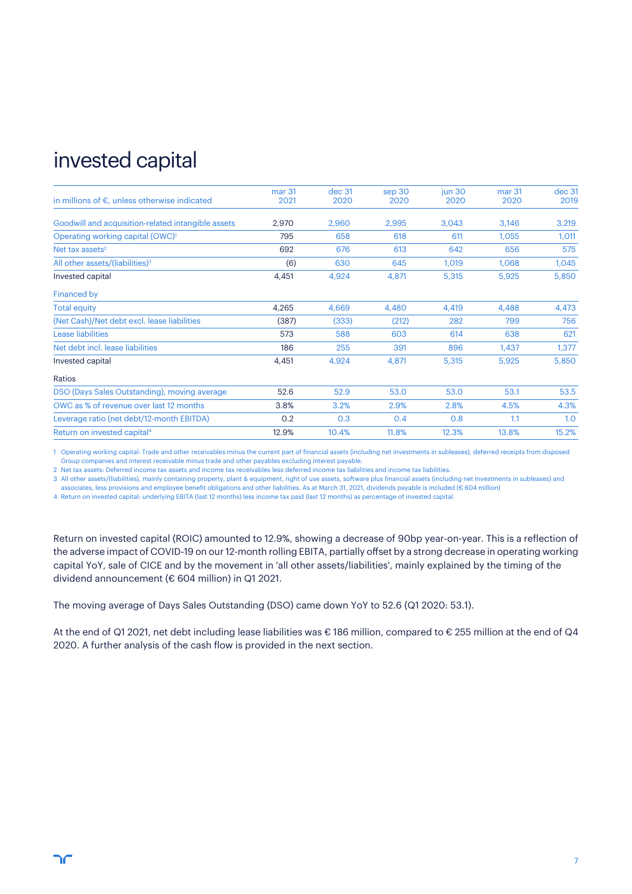# invested capital

| in millions of €, unless otherwise indicated | mar 31 2021 | dec 31 2020 | sep 30 2020 | jun 30 2020 | mar 31 2020 | dec 31 2019 |
|---|---|---|---|---|---|---|
| Goodwill and acquisition-related intangible assets | 2,970 | 2,960 | 2,995 | 3,043 | 3,146 | 3,219 |
| Operating working capital (OWC)[1] | 795 | 658 | 618 | 611 | 1,055 | 1,011 |
| Net tax assets[2] | 692 | 676 | 613 | 642 | 656 | 575 |
| All other assets/(liabilities)[3] | (6) | 630 | 645 | 1,019 | 1,068 | 1,045 |
| Invested capital | 4,451 | 4,924 | 4,871 | 5,315 | 5,925 | 5,850 |
| Financed by | | | | | | |
| Total equity | 4,265 | 4,669 | 4,480 | 4,419 | 4,488 | 4,473 |
| (Net Cash)/Net debt excl. lease liabilities | (387) | (333) | (212) | 282 | 799 | 756 |
| Lease liabilities | 573 | 588 | 603 | 614 | 638 | 621 |
| Net debt incl. lease liabilities | 186 | 255 | 391 | 896 | 1,437 | 1,377 |
| Invested capital | 4,451 | 4,924 | 4,871 | 5,315 | 5,925 | 5,850 |
| Ratios | | | | | | |
| DSO (Days Sales Outstanding), moving average | 52.6 | 52.9 | 53.0 | 53.0 | 53.1 | 53.5 |
| OWC as % of revenue over last 12 months | 3.8% | 3.2% | 2.9% | 2.8% | 4.5% | 4.3% |
| Leverage ratio (net debt/12-month EBITDA) | 0.2 | 0.3 | 0.4 | 0.8 | 1.1 | 1.0 |
| Return on invested capital[4] | 12.9% | 10.4% | 11.8% | 12.3% | 13.8% | 15.2% |

1 Operating working capital: Trade and other receivables minus the current part of financial assets (including net investments in subleases), deferred receipts from disposed Group companies and interest receivable minus trade and other payables excluding interest payable.
2 Net tax assets: Deferred income tax assets and income tax receivables less deferred income tax liabilities and income tax liabilities.
3 All other assets/(liabilities), mainly containing property, plant & equipment, right of use assets, software plus financial assets (including net investments in subleases) and associates, less provisions and employee benefit obligations and other liabilities. As at March 31, 2021, dividends payable is included (€ 604 million)
4 Return on invested capital: underlying EBITA (last 12 months) less income tax paid (last 12 months) as percentage of invested capital.

Return on invested capital (ROIC) amounted to 12.9%, showing a decrease of 90bp year-on-year. This is a reflection of the adverse impact of COVID-19 on our 12-month rolling EBITA, partially offset by a strong decrease in operating working capital YoY, sale of CICE and by the movement in 'all other assets/liabilities', mainly explained by the timing of the dividend announcement (€ 604 million) in Q1 2021.

The moving average of Days Sales Outstanding (DSO) came down YoY to 52.6 (Q1 2020: 53.1).

At the end of Q1 2021, net debt including lease liabilities was € 186 million, compared to € 255 million at the end of Q4 2020. A further analysis of the cash flow is provided in the next section.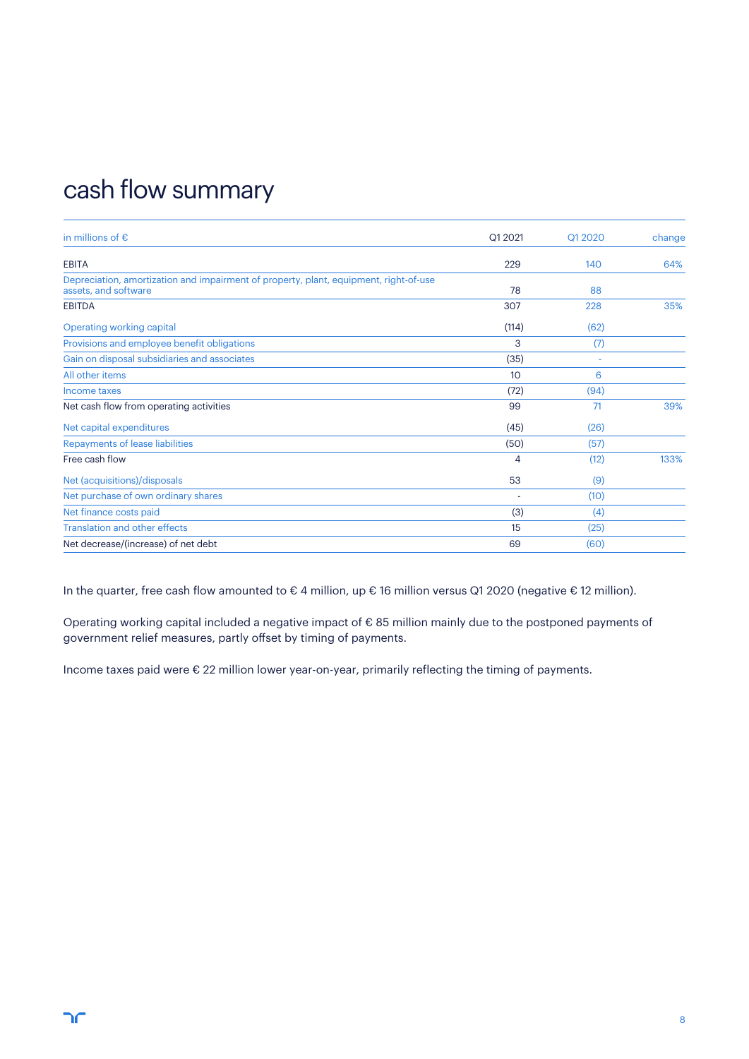# cash flow summary

| in millions of € | Q1 2021 | Q1 2020 | change |
|---|---|---|---|
| EBITA | 229 | 140 | 64% |
| Depreciation, amortization and impairment of property, plant, equipment, right-of-use assets, and software | 78 | 88 | |
| EBITDA | 307 | 228 | 35% |
| Operating working capital | (114) | (62) | |
| Provisions and employee benefit obligations | 3 | (7) | |
| Gain on disposal subsidiaries and associates | (35) | - | |
| All other items | 10 | 6 | |
| Income taxes | (72) | (94) | |
| Net cash flow from operating activities | 99 | 71 | 39% |
| Net capital expenditures | (45) | (26) | |
| Repayments of lease liabilities | (50) | (57) | |
| Free cash flow | 4 | (12) | 133% |
| Net (acquisitions)/disposals | 53 | (9) | |
| Net purchase of own ordinary shares | - | (10) | |
| Net finance costs paid | (3) | (4) | |
| Translation and other effects | 15 | (25) | |
| Net decrease/(increase) of net debt | 69 | (60) | |

In the quarter, free cash flow amounted to € 4 million, up € 16 million versus Q1 2020 (negative € 12 million).

Operating working capital included a negative impact of € 85 million mainly due to the postponed payments of government relief measures, partly offset by timing of payments.

Income taxes paid were € 22 million lower year-on-year, primarily reflecting the timing of payments.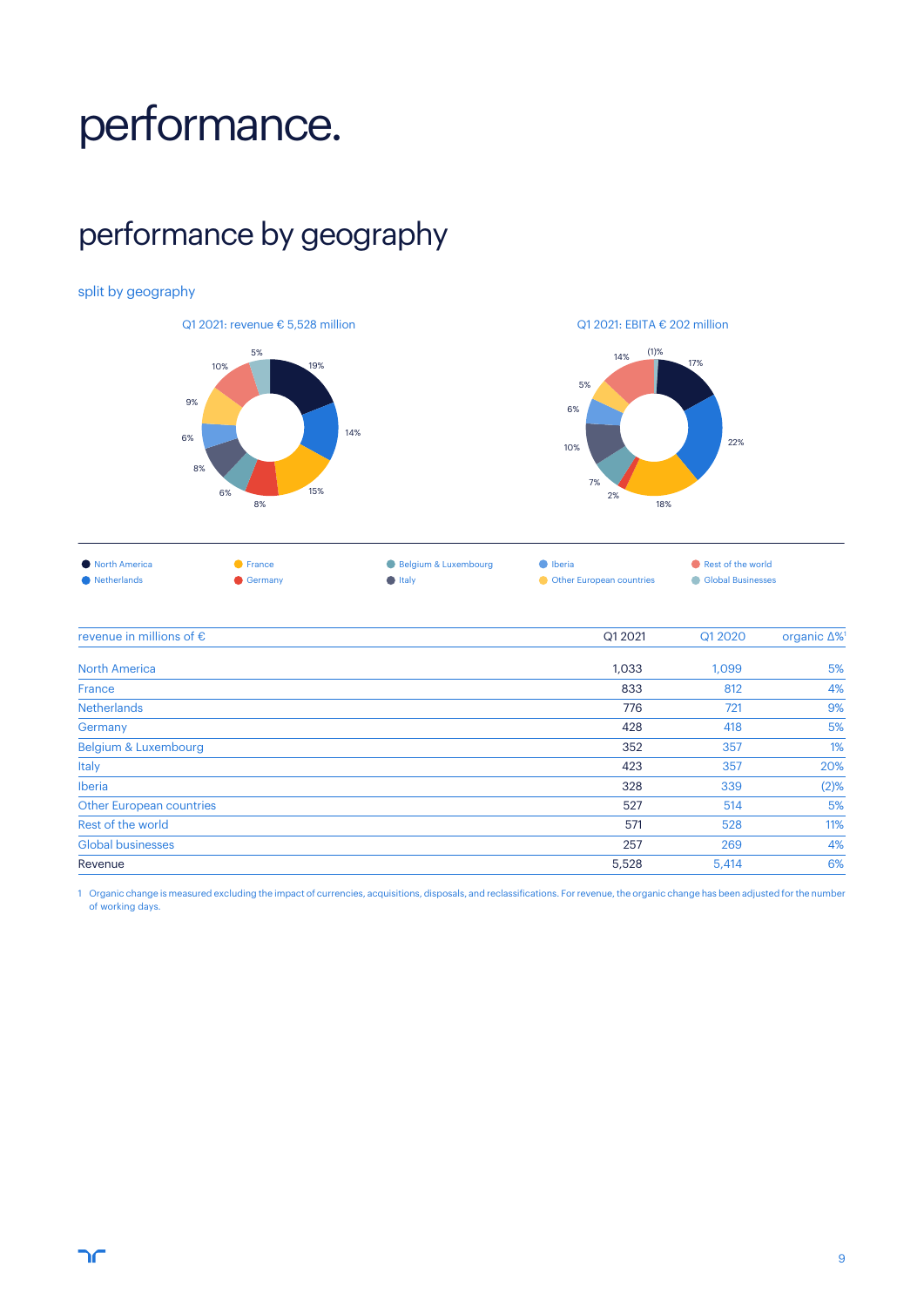# performance.

## performance by geography

### split by geography

Q1 2021: revenue € 5,528 million

Q1 2021: EBITA € 202 million

| | | | | |
|---|---|---|---|---|
| North America | France | Belgium & Luxembourg | Iberia | Rest of the world |
| Netherlands | Germany | Italy | Other European countries | Global Businesses |

| revenue in millions of € | Q1 2021 | Q1 2020 | organic Δ%[1] |
|---|---|---|---|
| North America | 1,033 | 1,099 | 5% |
| France | 833 | 812 | 4% |
| Netherlands | 776 | 721 | 9% |
| Germany | 428 | 418 | 5% |
| Belgium & Luxembourg | 352 | 357 | 1% |
| Italy | 423 | 357 | 20% |
| Iberia | 328 | 339 | (2)% |
| Other European countries | 527 | 514 | 5% |
| Rest of the world | 571 | 528 | 11% |
| Global businesses | 257 | 269 | 4% |
| Revenue | 5,528 | 5,414 | 6% |

1 Organic change is measured excluding the impact of currencies, acquisitions, disposals, and reclassifications. For revenue, the organic change has been adjusted for the number of working days.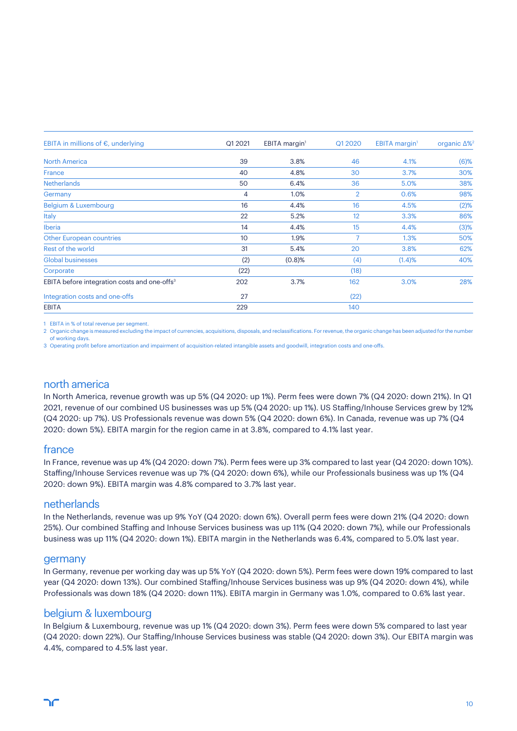| EBITA in millions of €, underlying | Q1 2021 | EBITA margin[1] | Q1 2020 | EBITA margin[1] | organic Δ%[2] |
|---|---|---|---|---|---|
| North America | 39 | 3.8% | 46 | 4.1% | (6)% |
| France | 40 | 4.8% | 30 | 3.7% | 30% |
| Netherlands | 50 | 6.4% | 36 | 5.0% | 38% |
| Germany | 4 | 1.0% | 2 | 0.6% | 98% |
| Belgium & Luxembourg | 16 | 4.4% | 16 | 4.5% | (2)% |
| Italy | 22 | 5.2% | 12 | 3.3% | 86% |
| Iberia | 14 | 4.4% | 15 | 4.4% | (3)% |
| Other European countries | 10 | 1.9% | 7 | 1.3% | 50% |
| Rest of the world | 31 | 5.4% | 20 | 3.8% | 62% |
| Global businesses | (2) | (0.8)% | (4) | (1.4)% | 40% |
| Corporate | (22) | | (18) | | |
| EBITA before integration costs and one-offs[3] | 202 | 3.7% | 162 | 3.0% | 28% |
| Integration costs and one-offs | 27 | | (22) | | |
| EBITA | 229 | | 140 | | |

1 EBITA in % of total revenue per segment.
2 Organic change is measured excluding the impact of currencies, acquisitions, disposals, and reclassifications. For revenue, the organic change has been adjusted for the number of working days.
3 Operating profit before amortization and impairment of acquisition-related intangible assets and goodwill, integration costs and one-offs.

## north america

In North America, revenue growth was up 5% (Q4 2020: up 1%). Perm fees were down 7% (Q4 2020: down 21%). In Q1 2021, revenue of our combined US businesses was up 5% (Q4 2020: up 1%). US Staffing/Inhouse Services grew by 12% (Q4 2020: up 7%). US Professionals revenue was down 5% (Q4 2020: down 6%). In Canada, revenue was up 7% (Q4 2020: down 5%). EBITA margin for the region came in at 3.8%, compared to 4.1% last year.

## france

In France, revenue was up 4% (Q4 2020: down 7%). Perm fees were up 3% compared to last year (Q4 2020: down 10%). Staffing/Inhouse Services revenue was up 7% (Q4 2020: down 6%), while our Professionals business was up 1% (Q4 2020: down 9%). EBITA margin was 4.8% compared to 3.7% last year.

## netherlands

In the Netherlands, revenue was up 9% YoY (Q4 2020: down 6%). Overall perm fees were down 21% (Q4 2020: down 25%). Our combined Staffing and Inhouse Services business was up 11% (Q4 2020: down 7%), while our Professionals business was up 11% (Q4 2020: down 1%). EBITA margin in the Netherlands was 6.4%, compared to 5.0% last year.

## germany

In Germany, revenue per working day was up 5% YoY (Q4 2020: down 5%). Perm fees were down 19% compared to last year (Q4 2020: down 13%). Our combined Staffing/Inhouse Services business was up 9% (Q4 2020: down 4%), while Professionals was down 18% (Q4 2020: down 11%). EBITA margin in Germany was 1.0%, compared to 0.6% last year.

## belgium & luxembourg

In Belgium & Luxembourg, revenue was up 1% (Q4 2020: down 3%). Perm fees were down 5% compared to last year (Q4 2020: down 22%). Our Staffing/Inhouse Services business was stable (Q4 2020: down 3%). Our EBITA margin was 4.4%, compared to 4.5% last year.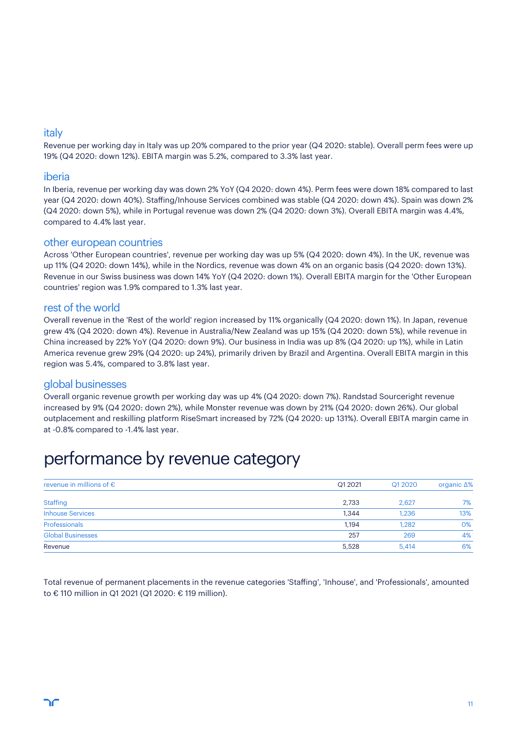## italy

Revenue per working day in Italy was up 20% compared to the prior year (Q4 2020: stable). Overall perm fees were up 19% (Q4 2020: down 12%). EBITA margin was 5.2%, compared to 3.3% last year.

## iberia

In Iberia, revenue per working day was down 2% YoY (Q4 2020: down 4%). Perm fees were down 18% compared to last year (Q4 2020: down 40%). Staffing/Inhouse Services combined was stable (Q4 2020: down 4%). Spain was down 2% (Q4 2020: down 5%), while in Portugal revenue was down 2% (Q4 2020: down 3%). Overall EBITA margin was 4.4%, compared to 4.4% last year.

## other european countries

Across 'Other European countries', revenue per working day was up 5% (Q4 2020: down 4%). In the UK, revenue was up 11% (Q4 2020: down 14%), while in the Nordics, revenue was down 4% on an organic basis (Q4 2020: down 13%). Revenue in our Swiss business was down 14% YoY (Q4 2020: down 1%). Overall EBITA margin for the 'Other European countries' region was 1.9% compared to 1.3% last year.

## rest of the world

Overall revenue in the 'Rest of the world' region increased by 11% organically (Q4 2020: down 1%). In Japan, revenue grew 4% (Q4 2020: down 4%). Revenue in Australia/New Zealand was up 15% (Q4 2020: down 5%), while revenue in China increased by 22% YoY (Q4 2020: down 9%). Our business in India was up 8% (Q4 2020: up 1%), while in Latin America revenue grew 29% (Q4 2020: up 24%), primarily driven by Brazil and Argentina. Overall EBITA margin in this region was 5.4%, compared to 3.8% last year.

## global businesses

Overall organic revenue growth per working day was up 4% (Q4 2020: down 7%). Randstad Sourceright revenue increased by 9% (Q4 2020: down 2%), while Monster revenue was down by 21% (Q4 2020: down 26%). Our global outplacement and reskilling platform RiseSmart increased by 72% (Q4 2020: up 131%). Overall EBITA margin came in at -0.8% compared to -1.4% last year.

# performance by revenue category

| revenue in millions of € | Q1 2021 | Q1 2020 | organic Δ% |
|---|---|---|---|
| Staffing | 2,733 | 2,627 | 7% |
| Inhouse Services | 1,344 | 1,236 | 13% |
| Professionals | 1,194 | 1,282 | 0% |
| Global Businesses | 257 | 269 | 4% |
| Revenue | 5,528 | 5,414 | 6% |

Total revenue of permanent placements in the revenue categories 'Staffing', 'Inhouse', and 'Professionals', amounted to € 110 million in Q1 2021 (Q1 2020: € 119 million).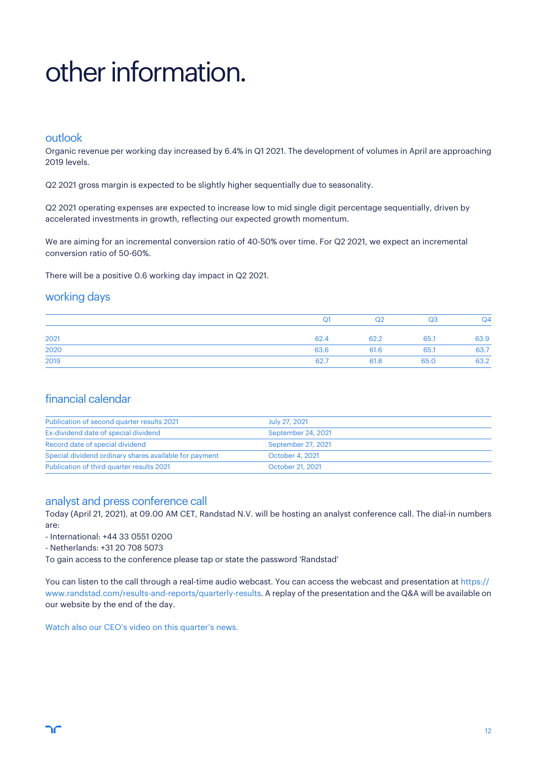# other information.

## outlook

Organic revenue per working day increased by 6.4% in Q1 2021. The development of volumes in April are approaching 2019 levels.

Q2 2021 gross margin is expected to be slightly higher sequentially due to seasonality.

Q2 2021 operating expenses are expected to increase low to mid single digit percentage sequentially, driven by accelerated investments in growth, reflecting our expected growth momentum.

We are aiming for an incremental conversion ratio of 40-50% over time. For Q2 2021, we expect an incremental conversion ratio of 50-60%.

There will be a positive 0.6 working day impact in Q2 2021.

## working days

| | Q1 | Q2 | Q3 | Q4 |
|---|---|---|---|---|
| 2021 | 62.4 | 62.2 | 65.1 | 63.9 |
| 2020 | 63.6 | 61.6 | 65.1 | 63.7 |
| 2019 | 62.7 | 61.8 | 65.0 | 63.2 |

## financial calendar

| | |
|---|---|
| Publication of second quarter results 2021 | July 27, 2021 |
| Ex-dividend date of special dividend | September 24, 2021 |
| Record date of special dividend | September 27, 2021 |
| Special dividend ordinary shares available for payment | October 4, 2021 |
| Publication of third quarter results 2021 | October 21, 2021 |

## analyst and press conference call

Today (April 21, 2021), at 09.00 AM CET, Randstad N.V. will be hosting an analyst conference call. The dial-in numbers are:

- International: +44 33 0551 0200
- Netherlands: +31 20 708 5073

To gain access to the conference please tap or state the password 'Randstad'

You can listen to the call through a real-time audio webcast. You can access the webcast and presentation at https://www.randstad.com/results-and-reports/quarterly-results. A replay of the presentation and the Q&A will be available on our website by the end of the day.

Watch also our CEO's video on this quarter's news.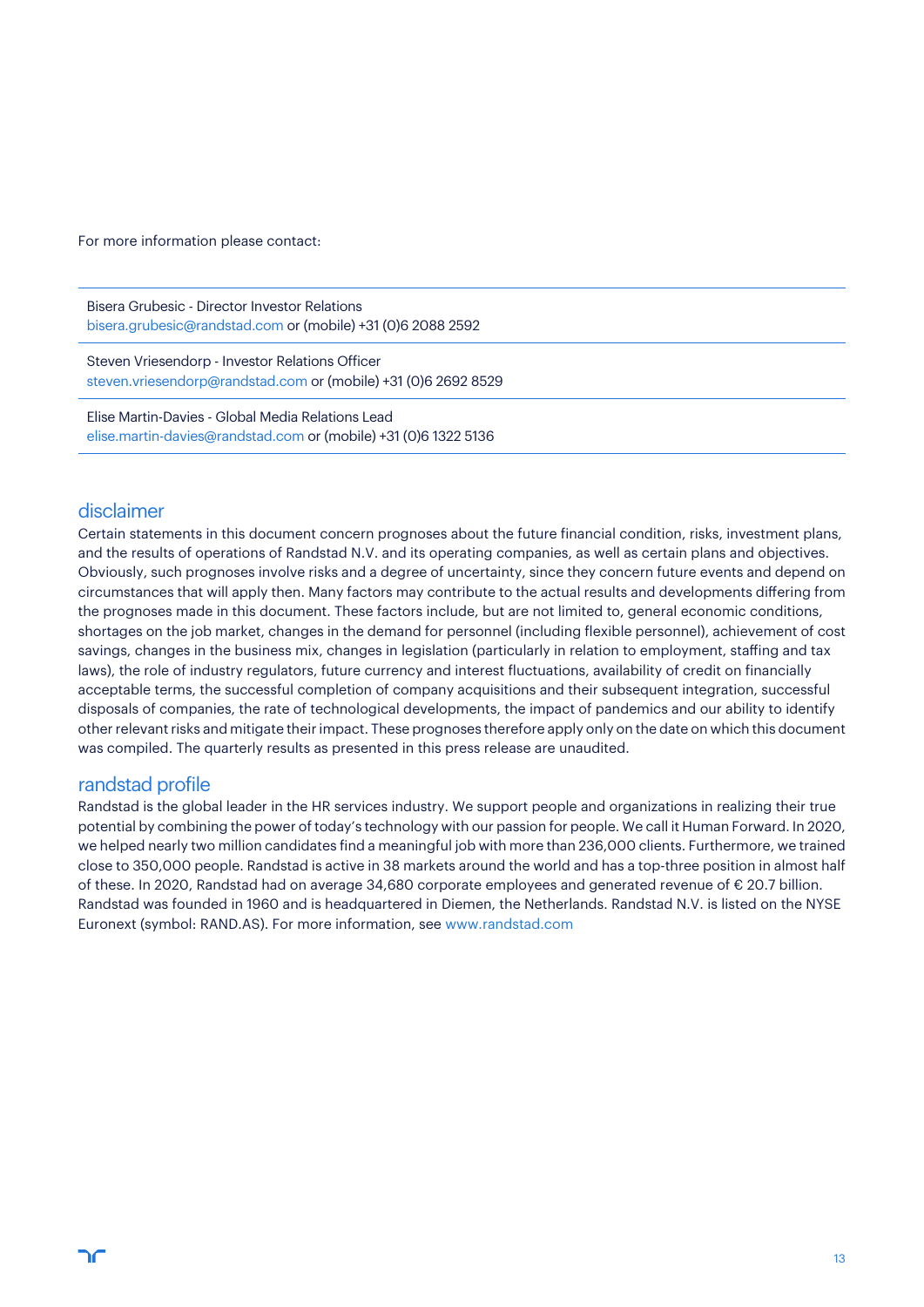For more information please contact:

Bisera Grubesic - Director Investor Relations
bisera.grubesic@randstad.com or (mobile) +31 (0)6 2088 2592

Steven Vriesendorp - Investor Relations Officer
steven.vriesendorp@randstad.com or (mobile) +31 (0)6 2692 8529

Elise Martin-Davies - Global Media Relations Lead
elise.martin-davies@randstad.com or (mobile) +31 (0)6 1322 5136

## disclaimer

Certain statements in this document concern prognoses about the future financial condition, risks, investment plans, and the results of operations of Randstad N.V. and its operating companies, as well as certain plans and objectives. Obviously, such prognoses involve risks and a degree of uncertainty, since they concern future events and depend on circumstances that will apply then. Many factors may contribute to the actual results and developments differing from the prognoses made in this document. These factors include, but are not limited to, general economic conditions, shortages on the job market, changes in the demand for personnel (including flexible personnel), achievement of cost savings, changes in the business mix, changes in legislation (particularly in relation to employment, staffing and tax laws), the role of industry regulators, future currency and interest fluctuations, availability of credit on financially acceptable terms, the successful completion of company acquisitions and their subsequent integration, successful disposals of companies, the rate of technological developments, the impact of pandemics and our ability to identify other relevant risks and mitigate their impact. These prognoses therefore apply only on the date on which this document was compiled. The quarterly results as presented in this press release are unaudited.

## randstad profile

Randstad is the global leader in the HR services industry. We support people and organizations in realizing their true potential by combining the power of today's technology with our passion for people. We call it Human Forward. In 2020, we helped nearly two million candidates find a meaningful job with more than 236,000 clients. Furthermore, we trained close to 350,000 people. Randstad is active in 38 markets around the world and has a top-three position in almost half of these. In 2020, Randstad had on average 34,680 corporate employees and generated revenue of € 20.7 billion. Randstad was founded in 1960 and is headquartered in Diemen, the Netherlands. Randstad N.V. is listed on the NYSE Euronext (symbol: RAND.AS). For more information, see www.randstad.com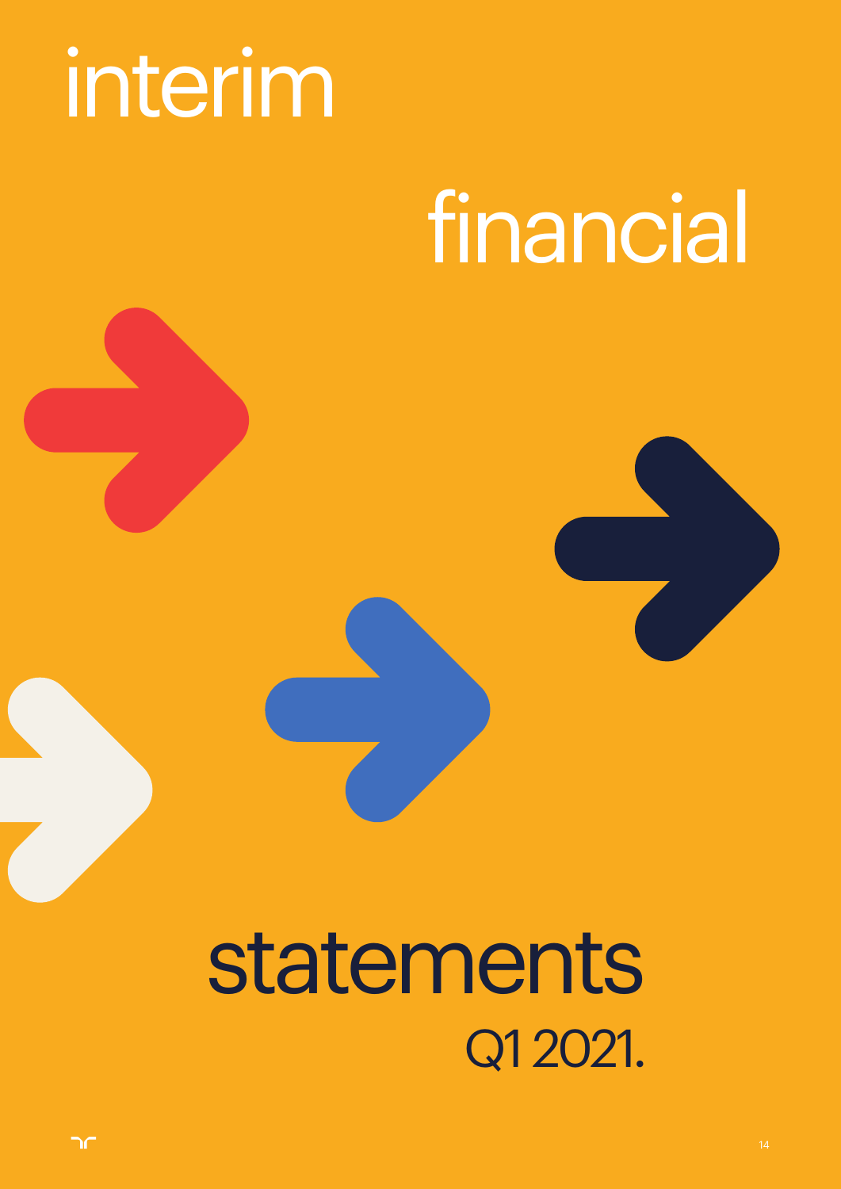# interim financial statements

Q1 2021.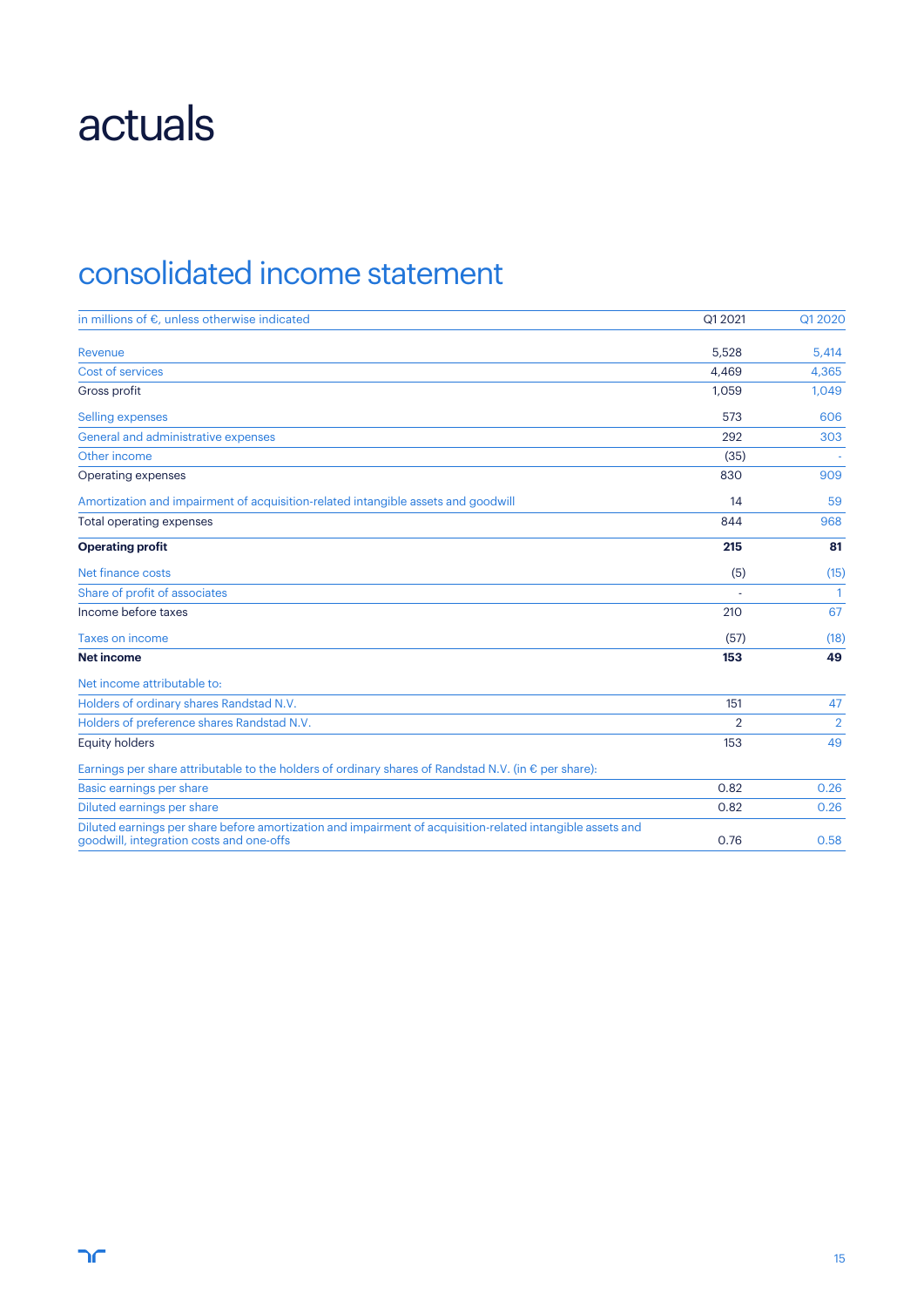# actuals

## consolidated income statement

| in millions of €, unless otherwise indicated | Q1 2021 | Q1 2020 |
|---|---|---|
| Revenue | 5,528 | 5,414 |
| Cost of services | 4,469 | 4,365 |
| Gross profit | 1,059 | 1,049 |
| Selling expenses | 573 | 606 |
| General and administrative expenses | 292 | 303 |
| Other income | (35) | - |
| Operating expenses | 830 | 909 |
| Amortization and impairment of acquisition-related intangible assets and goodwill | 14 | 59 |
| Total operating expenses | 844 | 968 |
| **Operating profit** | **215** | **81** |
| Net finance costs | (5) | (15) |
| Share of profit of associates | - | 1 |
| Income before taxes | 210 | 67 |
| Taxes on income | (57) | (18) |
| **Net income** | **153** | **49** |
| Net income attributable to: | | |
| Holders of ordinary shares Randstad N.V. | 151 | 47 |
| Holders of preference shares Randstad N.V. | 2 | 2 |
| Equity holders | 153 | 49 |
| Earnings per share attributable to the holders of ordinary shares of Randstad N.V. (in € per share): | | |
| Basic earnings per share | 0.82 | 0.26 |
| Diluted earnings per share | 0.82 | 0.26 |
| Diluted earnings per share before amortization and impairment of acquisition-related intangible assets and goodwill, integration costs and one-offs | 0.76 | 0.58 |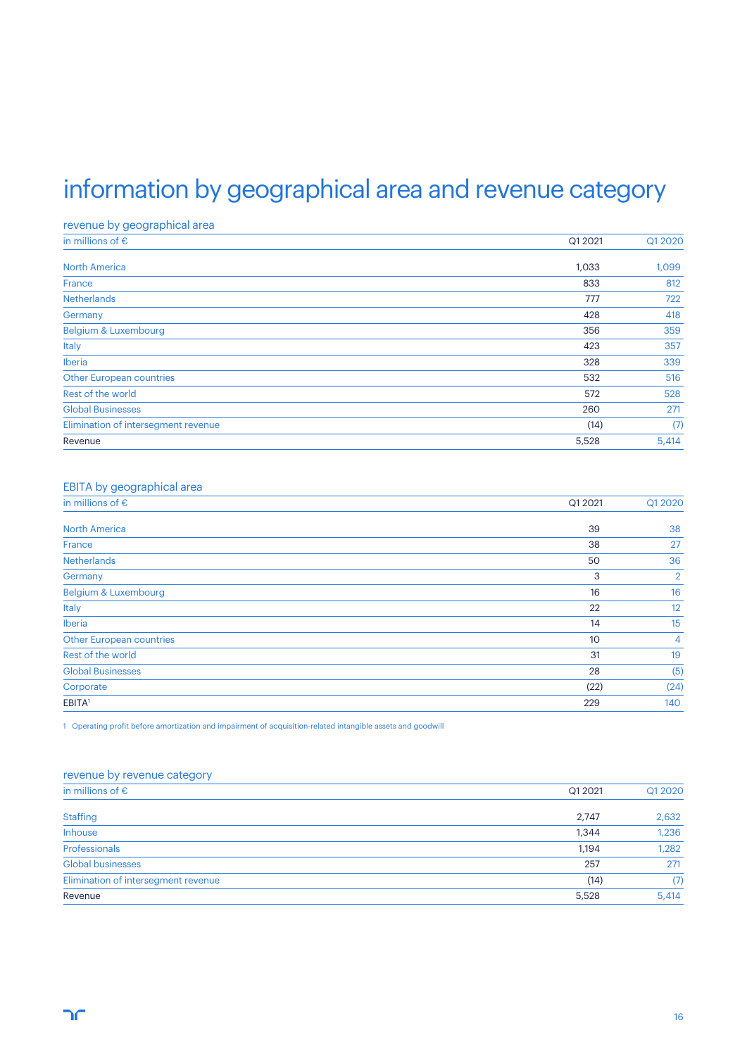# information by geographical area and revenue category

## revenue by geographical area

| in millions of € | Q1 2021 | Q1 2020 |
|---|---|---|
| North America | 1,033 | 1,099 |
| France | 833 | 812 |
| Netherlands | 777 | 722 |
| Germany | 428 | 418 |
| Belgium & Luxembourg | 356 | 359 |
| Italy | 423 | 357 |
| Iberia | 328 | 339 |
| Other European countries | 532 | 516 |
| Rest of the world | 572 | 528 |
| Global Businesses | 260 | 271 |
| Elimination of intersegment revenue | (14) | (7) |
| Revenue | 5,528 | 5,414 |

## EBITA by geographical area

| in millions of € | Q1 2021 | Q1 2020 |
|---|---|---|
| North America | 39 | 38 |
| France | 38 | 27 |
| Netherlands | 50 | 36 |
| Germany | 3 | 2 |
| Belgium & Luxembourg | 16 | 16 |
| Italy | 22 | 12 |
| Iberia | 14 | 15 |
| Other European countries | 10 | 4 |
| Rest of the world | 31 | 19 |
| Global Businesses | 28 | (5) |
| Corporate | (22) | (24) |
| EBITA[1] | 229 | 140 |

1 Operating profit before amortization and impairment of acquisition-related intangible assets and goodwill

## revenue by revenue category

| in millions of € | Q1 2021 | Q1 2020 |
|---|---|---|
| Staffing | 2,747 | 2,632 |
| Inhouse | 1,344 | 1,236 |
| Professionals | 1,194 | 1,282 |
| Global businesses | 257 | 271 |
| Elimination of intersegment revenue | (14) | (7) |
| Revenue | 5,528 | 5,414 |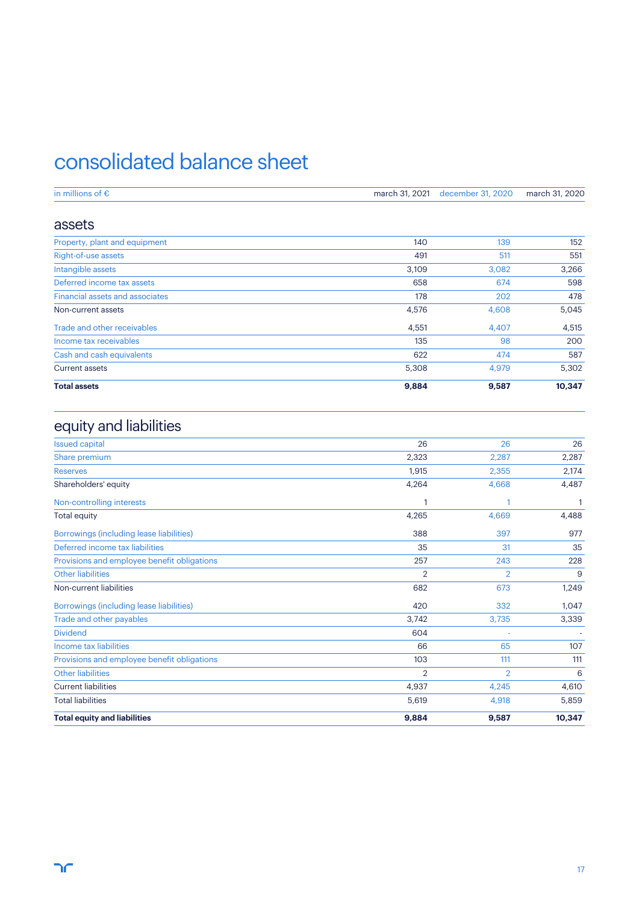# consolidated balance sheet

| in millions of € | march 31, 2021 | december 31, 2020 | march 31, 2020 |
|---|---|---|---|

## assets

| | | | |
|---|---|---|---|
| Property, plant and equipment | 140 | 139 | 152 |
| Right-of-use assets | 491 | 511 | 551 |
| Intangible assets | 3,109 | 3,082 | 3,266 |
| Deferred income tax assets | 658 | 674 | 598 |
| Financial assets and associates | 178 | 202 | 478 |
| Non-current assets | 4,576 | 4,608 | 5,045 |
| Trade and other receivables | 4,551 | 4,407 | 4,515 |
| Income tax receivables | 135 | 98 | 200 |
| Cash and cash equivalents | 622 | 474 | 587 |
| Current assets | 5,308 | 4,979 | 5,302 |
| **Total assets** | **9,884** | **9,587** | **10,347** |

## equity and liabilities

| | | | |
|---|---|---|---|
| Issued capital | 26 | 26 | 26 |
| Share premium | 2,323 | 2,287 | 2,287 |
| Reserves | 1,915 | 2,355 | 2,174 |
| Shareholders' equity | 4,264 | 4,668 | 4,487 |
| Non-controlling interests | 1 | 1 | 1 |
| Total equity | 4,265 | 4,669 | 4,488 |
| Borrowings (including lease liabilities) | 388 | 397 | 977 |
| Deferred income tax liabilities | 35 | 31 | 35 |
| Provisions and employee benefit obligations | 257 | 243 | 228 |
| Other liabilities | 2 | 2 | 9 |
| Non-current liabilities | 682 | 673 | 1,249 |
| Borrowings (including lease liabilities) | 420 | 332 | 1,047 |
| Trade and other payables | 3,742 | 3,735 | 3,339 |
| Dividend | 604 | - | - |
| Income tax liabilities | 66 | 65 | 107 |
| Provisions and employee benefit obligations | 103 | 111 | 111 |
| Other liabilities | 2 | 2 | 6 |
| Current liabilities | 4,937 | 4,245 | 4,610 |
| Total liabilities | 5,619 | 4,918 | 5,859 |
| **Total equity and liabilities** | **9,884** | **9,587** | **10,347** |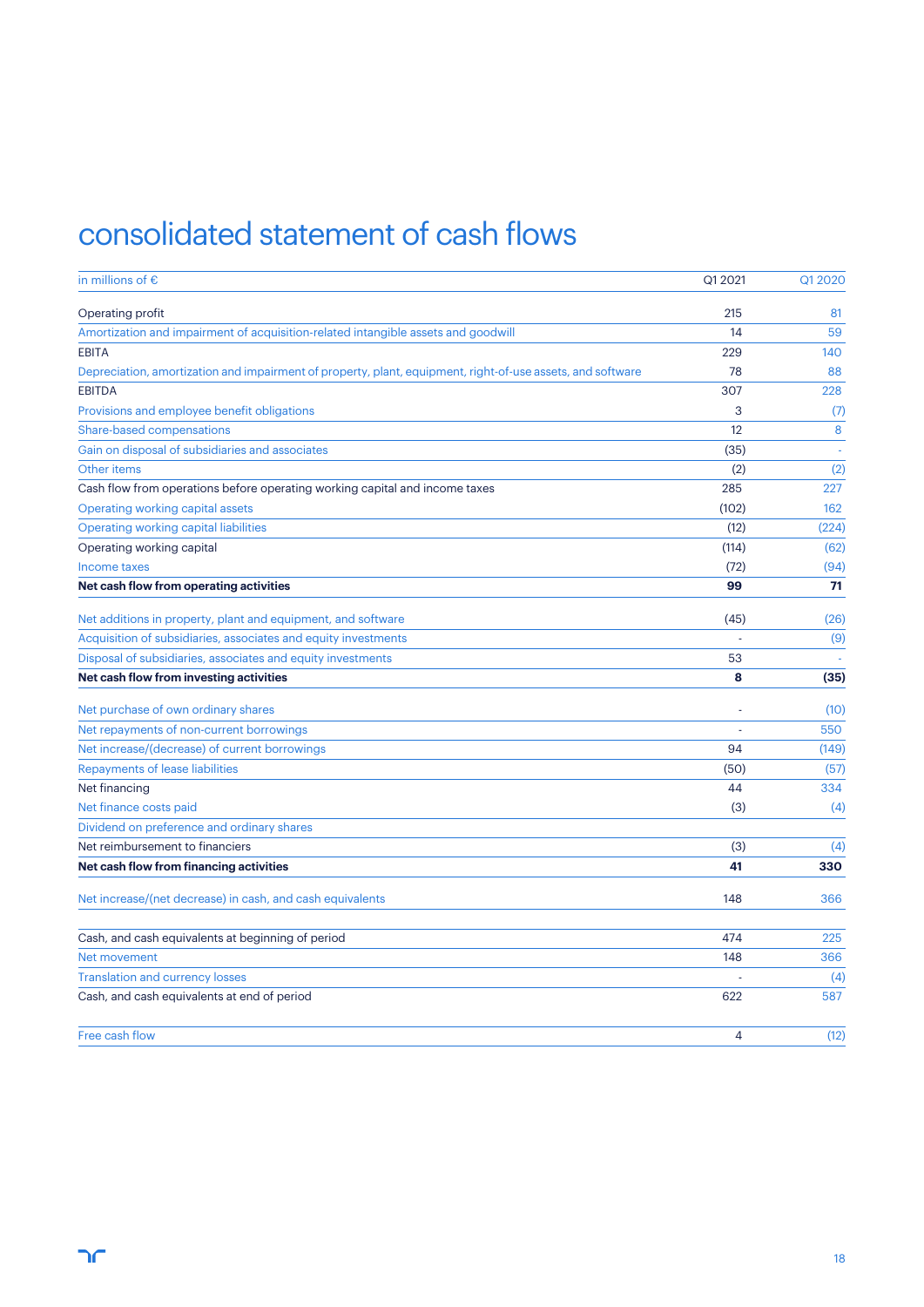# consolidated statement of cash flows

| in millions of € | Q1 2021 | Q1 2020 |
|---|---|---|
| Operating profit | 215 | 81 |
| Amortization and impairment of acquisition-related intangible assets and goodwill | 14 | 59 |
| EBITA | 229 | 140 |
| Depreciation, amortization and impairment of property, plant, equipment, right-of-use assets, and software | 78 | 88 |
| EBITDA | 307 | 228 |
| Provisions and employee benefit obligations | 3 | (7) |
| Share-based compensations | 12 | 8 |
| Gain on disposal of subsidiaries and associates | (35) | - |
| Other items | (2) | (2) |
| Cash flow from operations before operating working capital and income taxes | 285 | 227 |
| Operating working capital assets | (102) | 162 |
| Operating working capital liabilities | (12) | (224) |
| Operating working capital | (114) | (62) |
| Income taxes | (72) | (94) |
| **Net cash flow from operating activities** | **99** | **71** |
| Net additions in property, plant and equipment, and software | (45) | (26) |
| Acquisition of subsidiaries, associates and equity investments | - | (9) |
| Disposal of subsidiaries, associates and equity investments | 53 | - |
| **Net cash flow from investing activities** | **8** | **(35)** |
| Net purchase of own ordinary shares | - | (10) |
| Net repayments of non-current borrowings | - | 550 |
| Net increase/(decrease) of current borrowings | 94 | (149) |
| Repayments of lease liabilities | (50) | (57) |
| Net financing | 44 | 334 |
| Net finance costs paid | (3) | (4) |
| Dividend on preference and ordinary shares | | |
| Net reimbursement to financiers | (3) | (4) |
| **Net cash flow from financing activities** | **41** | **330** |
| Net increase/(net decrease) in cash, and cash equivalents | 148 | 366 |
| Cash, and cash equivalents at beginning of period | 474 | 225 |
| Net movement | 148 | 366 |
| Translation and currency losses | - | (4) |
| Cash, and cash equivalents at end of period | 622 | 587 |
| Free cash flow | 4 | (12) |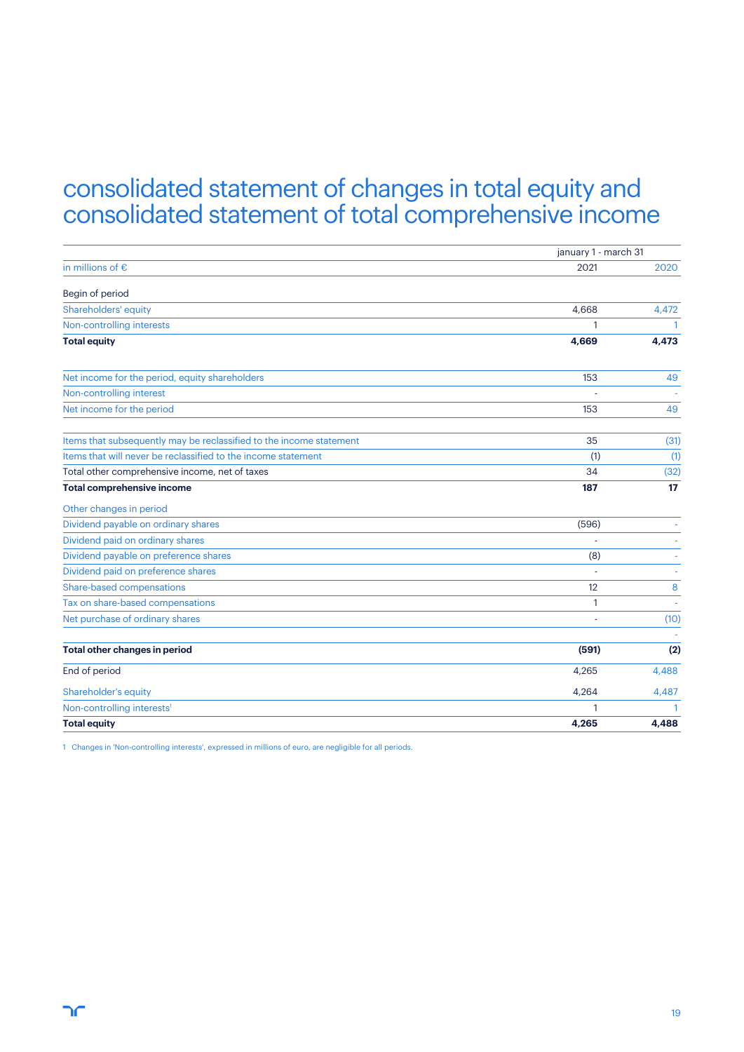# consolidated statement of changes in total equity and consolidated statement of total comprehensive income

| | january 1 - march 31 | |
|---|---|---|
| in millions of € | 2021 | 2020 |
| Begin of period | | |
| Shareholders' equity | 4,668 | 4,472 |
| Non-controlling interests | 1 | 1 |
| **Total equity** | **4,669** | **4,473** |
| | | |
| Net income for the period, equity shareholders | 153 | 49 |
| Non-controlling interest | - | - |
| Net income for the period | 153 | 49 |
| | | |
| Items that subsequently may be reclassified to the income statement | 35 | (31) |
| Items that will never be reclassified to the income statement | (1) | (1) |
| Total other comprehensive income, net of taxes | 34 | (32) |
| **Total comprehensive income** | **187** | **17** |
| Other changes in period | | |
| Dividend payable on ordinary shares | (596) | - |
| Dividend paid on ordinary shares | - | - |
| Dividend payable on preference shares | (8) | - |
| Dividend paid on preference shares | - | - |
| Share-based compensations | 12 | 8 |
| Tax on share-based compensations | 1 | - |
| Net purchase of ordinary shares | - | (10) |
| | | - |
| **Total other changes in period** | **(591)** | **(2)** |
| End of period | 4,265 | 4,488 |
| Shareholder's equity | 4,264 | 4,487 |
| Non-controlling interests[1] | 1 | 1 |
| **Total equity** | **4,265** | **4,488** |

1 Changes in 'Non-controlling interests', expressed in millions of euro, are negligible for all periods.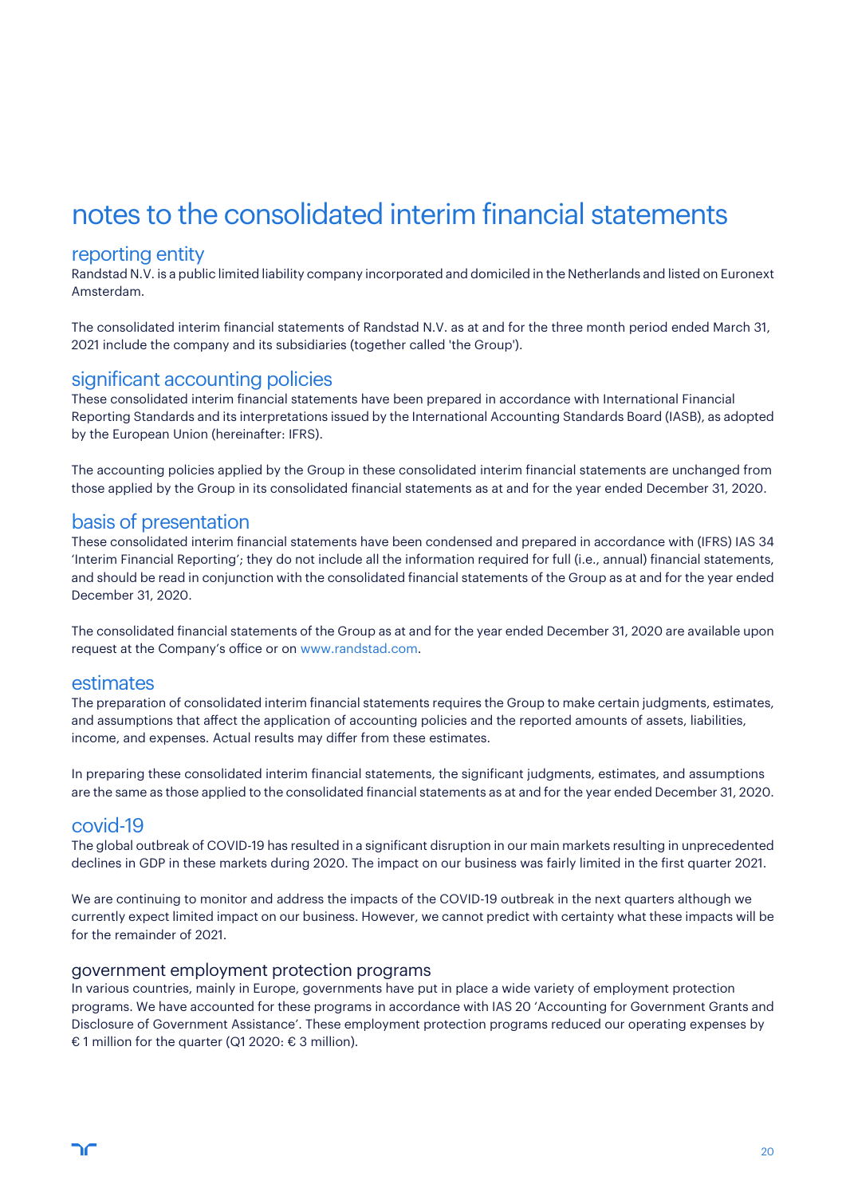# notes to the consolidated interim financial statements

## reporting entity

Randstad N.V. is a public limited liability company incorporated and domiciled in the Netherlands and listed on Euronext Amsterdam.

The consolidated interim financial statements of Randstad N.V. as at and for the three month period ended March 31, 2021 include the company and its subsidiaries (together called 'the Group').

## significant accounting policies

These consolidated interim financial statements have been prepared in accordance with International Financial Reporting Standards and its interpretations issued by the International Accounting Standards Board (IASB), as adopted by the European Union (hereinafter: IFRS).

The accounting policies applied by the Group in these consolidated interim financial statements are unchanged from those applied by the Group in its consolidated financial statements as at and for the year ended December 31, 2020.

## basis of presentation

These consolidated interim financial statements have been condensed and prepared in accordance with (IFRS) IAS 34 'Interim Financial Reporting'; they do not include all the information required for full (i.e., annual) financial statements, and should be read in conjunction with the consolidated financial statements of the Group as at and for the year ended December 31, 2020.

The consolidated financial statements of the Group as at and for the year ended December 31, 2020 are available upon request at the Company's office or on www.randstad.com.

## estimates

The preparation of consolidated interim financial statements requires the Group to make certain judgments, estimates, and assumptions that affect the application of accounting policies and the reported amounts of assets, liabilities, income, and expenses. Actual results may differ from these estimates.

In preparing these consolidated interim financial statements, the significant judgments, estimates, and assumptions are the same as those applied to the consolidated financial statements as at and for the year ended December 31, 2020.

## covid-19

The global outbreak of COVID-19 has resulted in a significant disruption in our main markets resulting in unprecedented declines in GDP in these markets during 2020. The impact on our business was fairly limited in the first quarter 2021.

We are continuing to monitor and address the impacts of the COVID-19 outbreak in the next quarters although we currently expect limited impact on our business. However, we cannot predict with certainty what these impacts will be for the remainder of 2021.

### government employment protection programs

In various countries, mainly in Europe, governments have put in place a wide variety of employment protection programs. We have accounted for these programs in accordance with IAS 20 'Accounting for Government Grants and Disclosure of Government Assistance'. These employment protection programs reduced our operating expenses by € 1 million for the quarter (Q1 2020: € 3 million).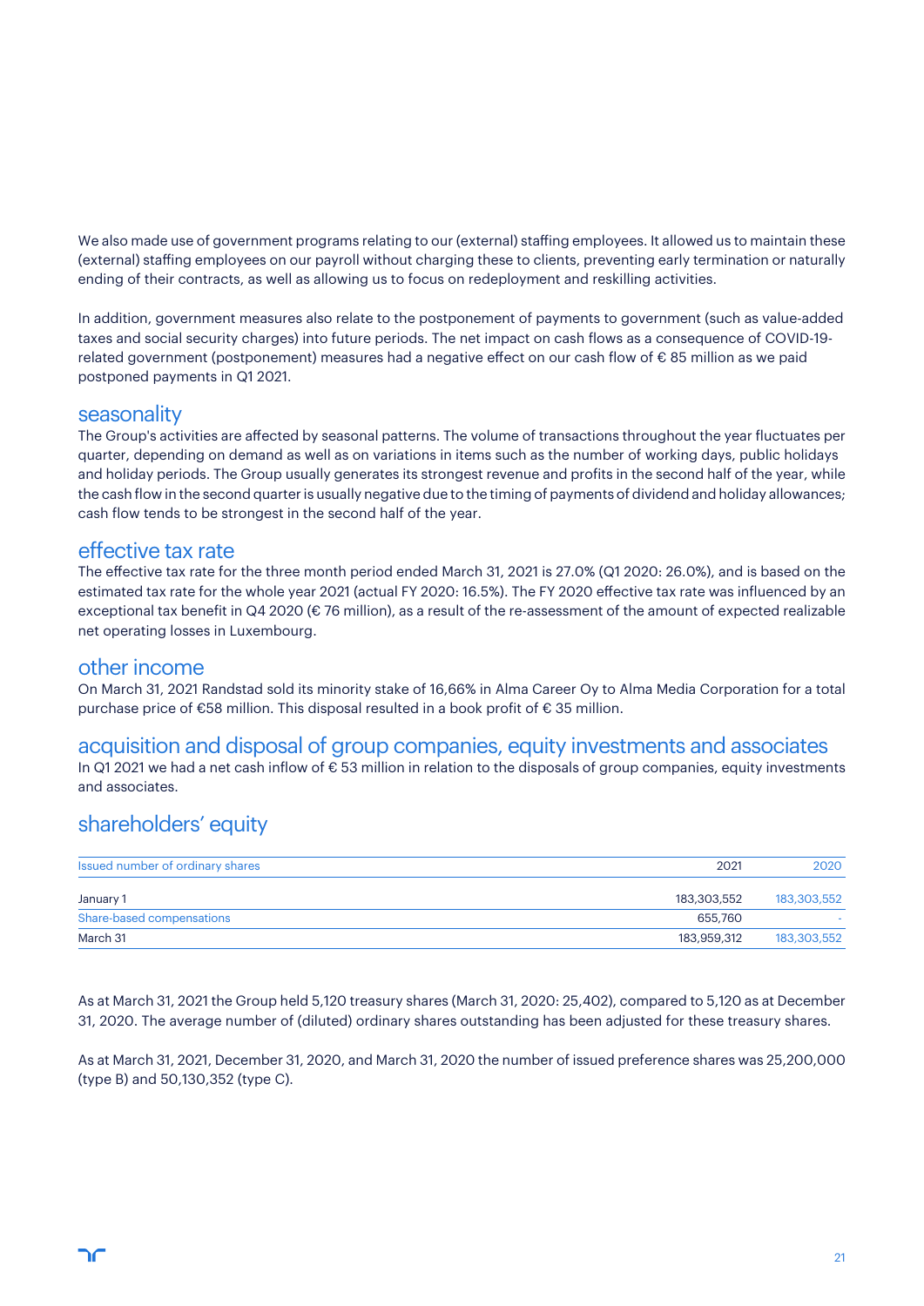We also made use of government programs relating to our (external) staffing employees. It allowed us to maintain these (external) staffing employees on our payroll without charging these to clients, preventing early termination or naturally ending of their contracts, as well as allowing us to focus on redeployment and reskilling activities.

In addition, government measures also relate to the postponement of payments to government (such as value-added taxes and social security charges) into future periods. The net impact on cash flows as a consequence of COVID-19-related government (postponement) measures had a negative effect on our cash flow of € 85 million as we paid postponed payments in Q1 2021.

## seasonality

The Group's activities are affected by seasonal patterns. The volume of transactions throughout the year fluctuates per quarter, depending on demand as well as on variations in items such as the number of working days, public holidays and holiday periods. The Group usually generates its strongest revenue and profits in the second half of the year, while the cash flow in the second quarter is usually negative due to the timing of payments of dividend and holiday allowances; cash flow tends to be strongest in the second half of the year.

## effective tax rate

The effective tax rate for the three month period ended March 31, 2021 is 27.0% (Q1 2020: 26.0%), and is based on the estimated tax rate for the whole year 2021 (actual FY 2020: 16.5%). The FY 2020 effective tax rate was influenced by an exceptional tax benefit in Q4 2020 (€ 76 million), as a result of the re-assessment of the amount of expected realizable net operating losses in Luxembourg.

## other income

On March 31, 2021 Randstad sold its minority stake of 16,66% in Alma Career Oy to Alma Media Corporation for a total purchase price of €58 million. This disposal resulted in a book profit of € 35 million.

## acquisition and disposal of group companies, equity investments and associates

In Q1 2021 we had a net cash inflow of € 53 million in relation to the disposals of group companies, equity investments and associates.

## shareholders' equity

| Issued number of ordinary shares | 2021 | 2020 |
|---|---|---|
| January 1 | 183,303,552 | 183,303,552 |
| Share-based compensations | 655,760 | - |
| March 31 | 183,959,312 | 183,303,552 |

As at March 31, 2021 the Group held 5,120 treasury shares (March 31, 2020: 25,402), compared to 5,120 as at December 31, 2020. The average number of (diluted) ordinary shares outstanding has been adjusted for these treasury shares.

As at March 31, 2021, December 31, 2020, and March 31, 2020 the number of issued preference shares was 25,200,000 (type B) and 50,130,352 (type C).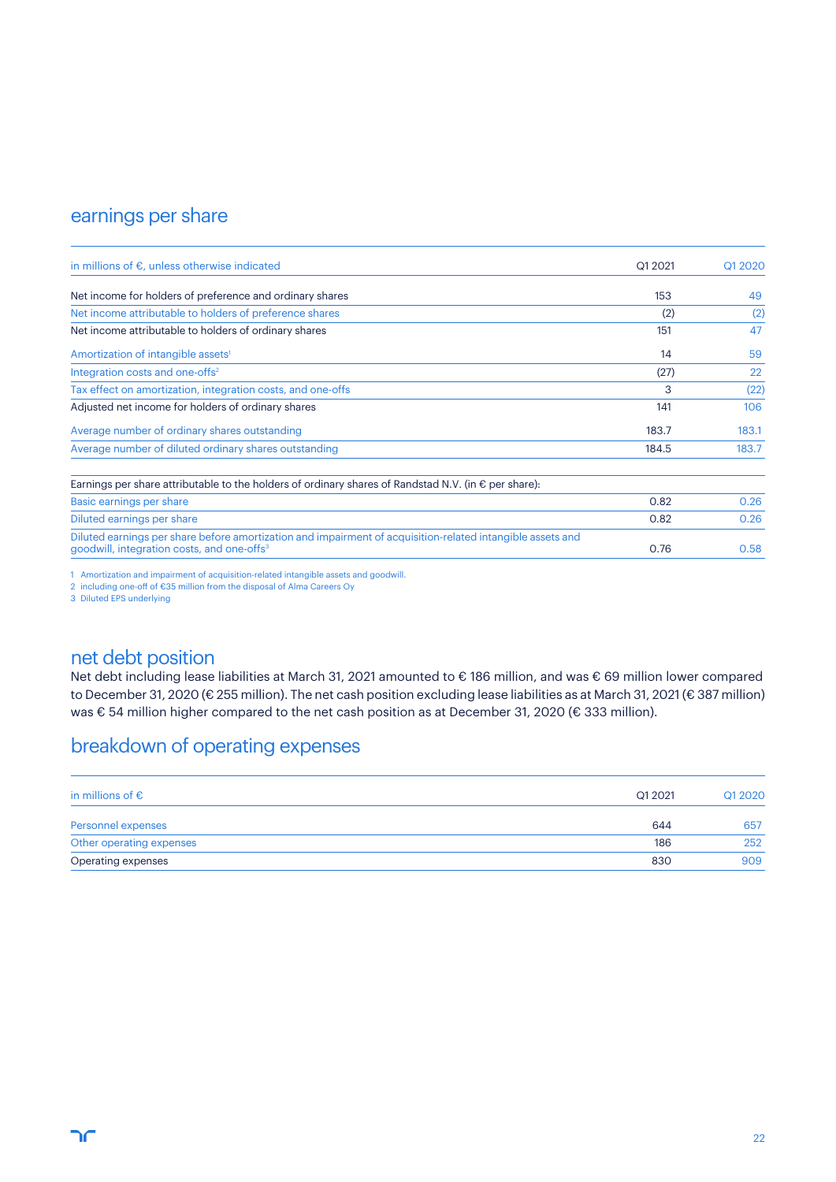## earnings per share

| in millions of €, unless otherwise indicated | Q1 2021 | Q1 2020 |
|---|---|---|
| Net income for holders of preference and ordinary shares | 153 | 49 |
| Net income attributable to holders of preference shares | (2) | (2) |
| Net income attributable to holders of ordinary shares | 151 | 47 |
| Amortization of intangible assets[1] | 14 | 59 |
| Integration costs and one-offs[2] | (27) | 22 |
| Tax effect on amortization, integration costs, and one-offs | 3 | (22) |
| Adjusted net income for holders of ordinary shares | 141 | 106 |
| Average number of ordinary shares outstanding | 183.7 | 183.1 |
| Average number of diluted ordinary shares outstanding | 184.5 | 183.7 |
| Earnings per share attributable to the holders of ordinary shares of Randstad N.V. (in € per share): | | |
| Basic earnings per share | 0.82 | 0.26 |
| Diluted earnings per share | 0.82 | 0.26 |
| Diluted earnings per share before amortization and impairment of acquisition-related intangible assets and goodwill, integration costs, and one-offs[3] | 0.76 | 0.58 |

1 Amortization and impairment of acquisition-related intangible assets and goodwill.
2 including one-off of €35 million from the disposal of Alma Careers Oy
3 Diluted EPS underlying

## net debt position

Net debt including lease liabilities at March 31, 2021 amounted to € 186 million, and was € 69 million lower compared to December 31, 2020 (€ 255 million). The net cash position excluding lease liabilities as at March 31, 2021 (€ 387 million) was € 54 million higher compared to the net cash position as at December 31, 2020 (€ 333 million).

## breakdown of operating expenses

| in millions of € | Q1 2021 | Q1 2020 |
|---|---|---|
| Personnel expenses | 644 | 657 |
| Other operating expenses | 186 | 252 |
| Operating expenses | 830 | 909 |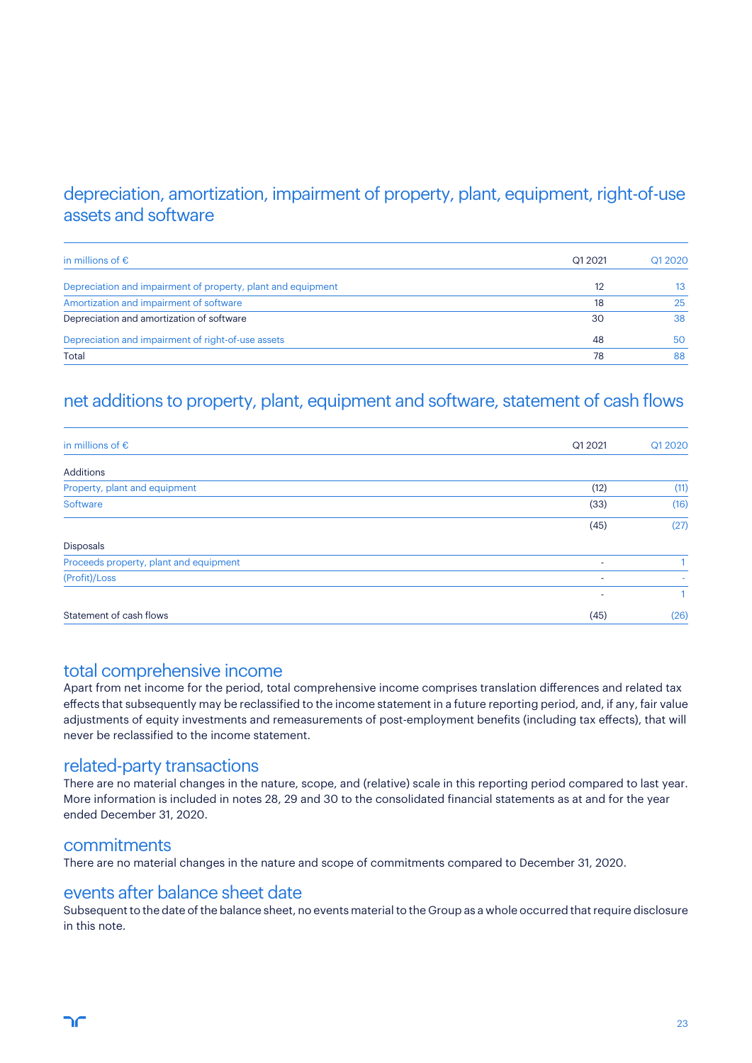## depreciation, amortization, impairment of property, plant, equipment, right-of-use assets and software

| in millions of € | Q1 2021 | Q1 2020 |
|---|---|---|
| Depreciation and impairment of property, plant and equipment | 12 | 13 |
| Amortization and impairment of software | 18 | 25 |
| Depreciation and amortization of software | 30 | 38 |
| Depreciation and impairment of right-of-use assets | 48 | 50 |
| Total | 78 | 88 |

## net additions to property, plant, equipment and software, statement of cash flows

| in millions of € | Q1 2021 | Q1 2020 |
|---|---|---|
| Additions | | |
| Property, plant and equipment | (12) | (11) |
| Software | (33) | (16) |
| | (45) | (27) |
| Disposals | | |
| Proceeds property, plant and equipment | - | 1 |
| (Profit)/Loss | - | - |
| | - | 1 |
| Statement of cash flows | (45) | (26) |

## total comprehensive income

Apart from net income for the period, total comprehensive income comprises translation differences and related tax effects that subsequently may be reclassified to the income statement in a future reporting period, and, if any, fair value adjustments of equity investments and remeasurements of post-employment benefits (including tax effects), that will never be reclassified to the income statement.

## related-party transactions

There are no material changes in the nature, scope, and (relative) scale in this reporting period compared to last year. More information is included in notes 28, 29 and 30 to the consolidated financial statements as at and for the year ended December 31, 2020.

## commitments

There are no material changes in the nature and scope of commitments compared to December 31, 2020.

## events after balance sheet date

Subsequent to the date of the balance sheet, no events material to the Group as a whole occurred that require disclosure in this note.